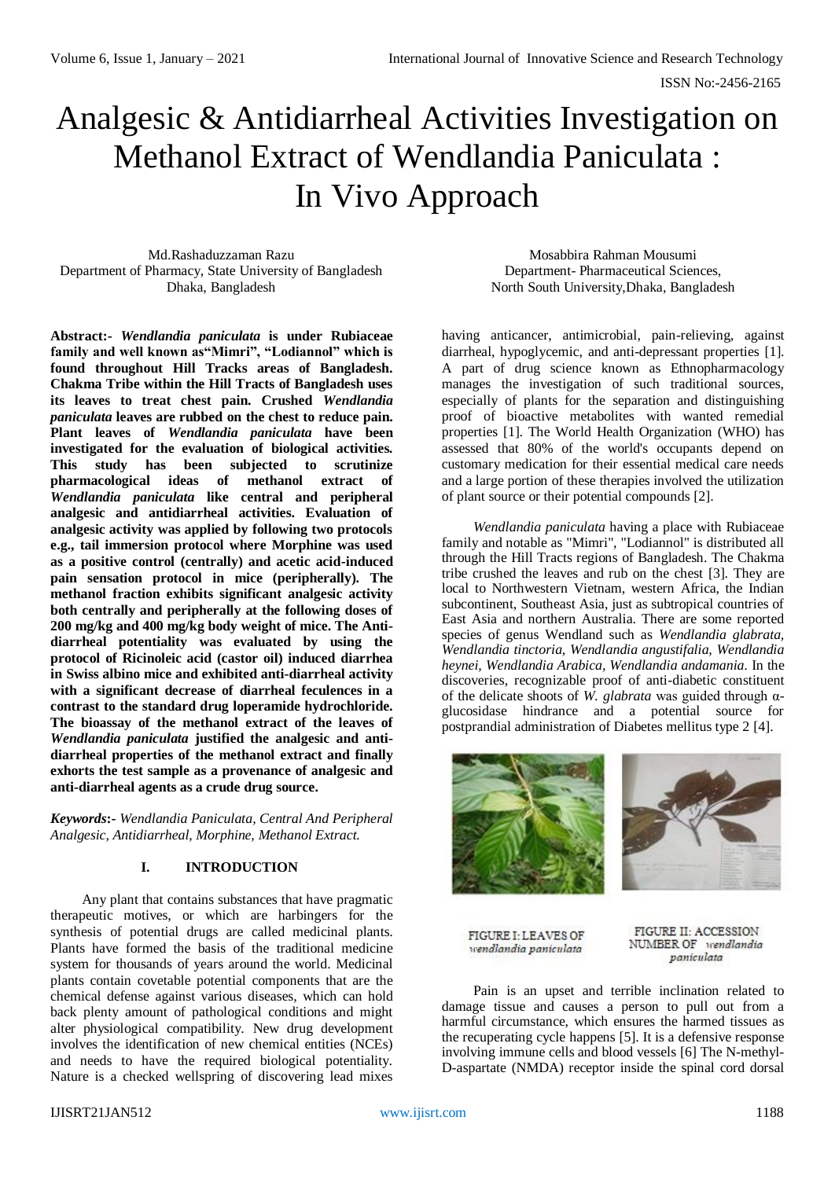# Analgesic & Antidiarrheal Activities Investigation on Methanol Extract of Wendlandia Paniculata : In Vivo Approach

Md.Rashaduzzaman Razu
Department of Pharmacy, State University of Bangladesh
Dhaka, Bangladesh

Mosabbira Rahman Mousumi
Department- Pharmaceutical Sciences,
North South University,Dhaka, Bangladesh

**Abstract:-** ***Wendlandia paniculata*** **is under Rubiaceae family and well known as"Mimri", "Lodiannol" which is found throughout Hill Tracks areas of Bangladesh. Chakma Tribe within the Hill Tracts of Bangladesh uses its leaves to treat chest pain. Crushed** ***Wendlandia paniculata*** **leaves are rubbed on the chest to reduce pain. Plant leaves of** ***Wendlandia paniculata*** **have been investigated for the evaluation of biological activities. This study has been subjected to scrutinize pharmacological ideas of methanol extract of** ***Wendlandia paniculata*** **like central and peripheral analgesic and antidiarrheal activities. Evaluation of analgesic activity was applied by following two protocols e.g., tail immersion protocol where Morphine was used as a positive control (centrally) and acetic acid-induced pain sensation protocol in mice (peripherally). The methanol fraction exhibits significant analgesic activity both centrally and peripherally at the following doses of 200 mg/kg and 400 mg/kg body weight of mice. The Anti-diarrheal potentiality was evaluated by using the protocol of Ricinoleic acid (castor oil) induced diarrhea in Swiss albino mice and exhibited anti-diarrheal activity with a significant decrease of diarrheal feculences in a contrast to the standard drug loperamide hydrochloride. The bioassay of the methanol extract of the leaves of** ***Wendlandia paniculata*** **justified the analgesic and anti-diarrheal properties of the methanol extract and finally exhorts the test sample as a provenance of analgesic and anti-diarrheal agents as a crude drug source.**

***Keywords*:-** *Wendlandia Paniculata, Central And Peripheral Analgesic, Antidiarrheal, Morphine, Methanol Extract.*

## I. INTRODUCTION

Any plant that contains substances that have pragmatic therapeutic motives, or which are harbingers for the synthesis of potential drugs are called medicinal plants. Plants have formed the basis of the traditional medicine system for thousands of years around the world. Medicinal plants contain covetable potential components that are the chemical defense against various diseases, which can hold back plenty amount of pathological conditions and might alter physiological compatibility. New drug development involves the identification of new chemical entities (NCEs) and needs to have the required biological potentiality. Nature is a checked wellspring of discovering lead mixes having anticancer, antimicrobial, pain-relieving, against diarrheal, hypoglycemic, and anti-depressant properties [1]. A part of drug science known as Ethnopharmacology manages the investigation of such traditional sources, especially of plants for the separation and distinguishing proof of bioactive metabolites with wanted remedial properties [1]. The World Health Organization (WHO) has assessed that 80% of the world's occupants depend on customary medication for their essential medical care needs and a large portion of these therapies involved the utilization of plant source or their potential compounds [2].

*Wendlandia paniculata* having a place with Rubiaceae family and notable as "Mimri", "Lodiannol" is distributed all through the Hill Tracts regions of Bangladesh. The Chakma tribe crushed the leaves and rub on the chest [3]. They are local to Northwestern Vietnam, western Africa, the Indian subcontinent, Southeast Asia, just as subtropical countries of East Asia and northern Australia. There are some reported species of genus Wendland such as *Wendlandia glabrata, Wendlandia tinctoria, Wendlandia angustifalia, Wendlandia heynei, Wendlandia Arabica, Wendlandia andamania*. In the discoveries, recognizable proof of anti-diabetic constituent of the delicate shoots of *W. glabrata* was guided through α-glucosidase hindrance and a potential source for postprandial administration of Diabetes mellitus type 2 [4].

FIGURE I: LEAVES OF *wendlandia paniculata*

FIGURE II: ACCESSION NUMBER OF *wendlandia paniculata*

Pain is an upset and terrible inclination related to damage tissue and causes a person to pull out from a harmful circumstance, which ensures the harmed tissues as the recuperating cycle happens [5]. It is a defensive response involving immune cells and blood vessels [6] The N-methyl-D-aspartate (NMDA) receptor inside the spinal cord dorsal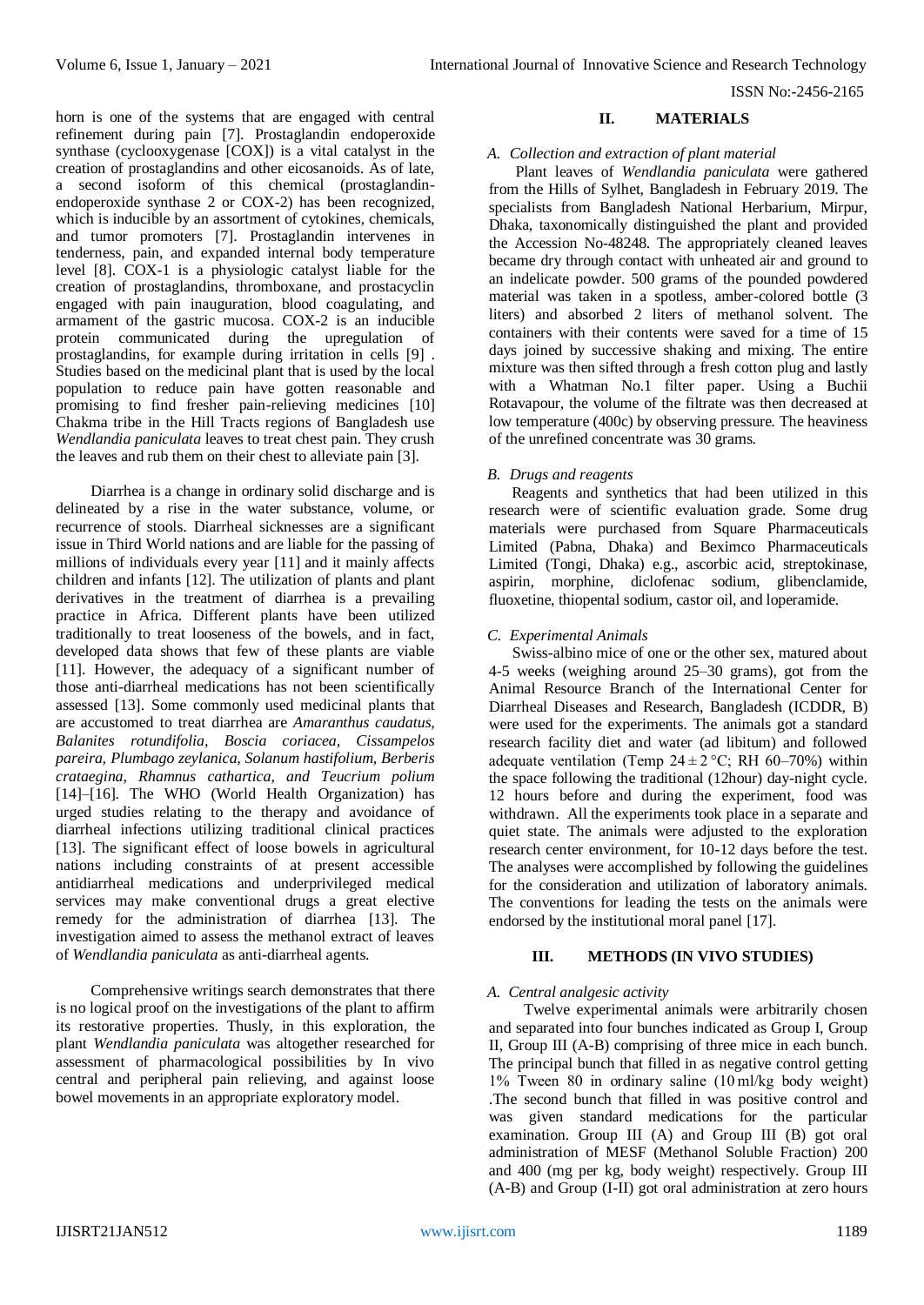horn is one of the systems that are engaged with central refinement during pain [7]. Prostaglandin endoperoxide synthase (cyclooxygenase [COX]) is a vital catalyst in the creation of prostaglandins and other eicosanoids. As of late, a second isoform of this chemical (prostaglandin-endoperoxide synthase 2 or COX-2) has been recognized, which is inducible by an assortment of cytokines, chemicals, and tumor promoters [7]. Prostaglandin intervenes in tenderness, pain, and expanded internal body temperature level [8]. COX-1 is a physiologic catalyst liable for the creation of prostaglandins, thromboxane, and prostacyclin engaged with pain inauguration, blood coagulating, and armament of the gastric mucosa. COX-2 is an inducible protein communicated during the upregulation of prostaglandins, for example during irritation in cells [9] . Studies based on the medicinal plant that is used by the local population to reduce pain have gotten reasonable and promising to find fresher pain-relieving medicines [10] Chakma tribe in the Hill Tracts regions of Bangladesh use *Wendlandia paniculata* leaves to treat chest pain. They crush the leaves and rub them on their chest to alleviate pain [3].

Diarrhea is a change in ordinary solid discharge and is delineated by a rise in the water substance, volume, or recurrence of stools. Diarrheal sicknesses are a significant issue in Third World nations and are liable for the passing of millions of individuals every year [11] and it mainly affects children and infants [12]. The utilization of plants and plant derivatives in the treatment of diarrhea is a prevailing practice in Africa. Different plants have been utilized traditionally to treat looseness of the bowels, and in fact, developed data shows that few of these plants are viable [11]. However, the adequacy of a significant number of those anti-diarrheal medications has not been scientifically assessed [13]. Some commonly used medicinal plants that are accustomed to treat diarrhea are *Amaranthus caudatus, Balanites rotundifolia, Boscia coriacea, Cissampelos pareira, Plumbago zeylanica, Solanum hastifolium, Berberis crataegina, Rhamnus cathartica, and Teucrium polium* [14]–[16]. The WHO (World Health Organization) has urged studies relating to the therapy and avoidance of diarrheal infections utilizing traditional clinical practices [13]. The significant effect of loose bowels in agricultural nations including constraints of at present accessible antidiarrheal medications and underprivileged medical services may make conventional drugs a great elective remedy for the administration of diarrhea [13]. The investigation aimed to assess the methanol extract of leaves of *Wendlandia paniculata* as anti-diarrheal agents.

Comprehensive writings search demonstrates that there is no logical proof on the investigations of the plant to affirm its restorative properties. Thusly, in this exploration, the plant *Wendlandia paniculata* was altogether researched for assessment of pharmacological possibilities by In vivo central and peripheral pain relieving, and against loose bowel movements in an appropriate exploratory model.

## II. MATERIALS

### *A. Collection and extraction of plant material*

Plant leaves of *Wendlandia paniculata* were gathered from the Hills of Sylhet, Bangladesh in February 2019. The specialists from Bangladesh National Herbarium, Mirpur, Dhaka, taxonomically distinguished the plant and provided the Accession No-48248. The appropriately cleaned leaves became dry through contact with unheated air and ground to an indelicate powder. 500 grams of the pounded powdered material was taken in a spotless, amber-colored bottle (3 liters) and absorbed 2 liters of methanol solvent. The containers with their contents were saved for a time of 15 days joined by successive shaking and mixing. The entire mixture was then sifted through a fresh cotton plug and lastly with a Whatman No.1 filter paper. Using a Buchii Rotavapour, the volume of the filtrate was then decreased at low temperature (400c) by observing pressure. The heaviness of the unrefined concentrate was 30 grams.

### *B. Drugs and reagents*

Reagents and synthetics that had been utilized in this research were of scientific evaluation grade. Some drug materials were purchased from Square Pharmaceuticals Limited (Pabna, Dhaka) and Beximco Pharmaceuticals Limited (Tongi, Dhaka) e.g., ascorbic acid, streptokinase, aspirin, morphine, diclofenac sodium, glibenclamide, fluoxetine, thiopental sodium, castor oil, and loperamide.

### *C. Experimental Animals*

Swiss-albino mice of one or the other sex, matured about 4-5 weeks (weighing around 25–30 grams), got from the Animal Resource Branch of the International Center for Diarrheal Diseases and Research, Bangladesh (ICDDR, B) were used for the experiments. The animals got a standard research facility diet and water (ad libitum) and followed adequate ventilation (Temp $24 \pm 2$ °C; RH 60–70%) within the space following the traditional (12hour) day-night cycle. 12 hours before and during the experiment, food was withdrawn. All the experiments took place in a separate and quiet state. The animals were adjusted to the exploration research center environment, for 10-12 days before the test. The analyses were accomplished by following the guidelines for the consideration and utilization of laboratory animals. The conventions for leading the tests on the animals were endorsed by the institutional moral panel [17].

## III. METHODS (IN VIVO STUDIES)

### *A. Central analgesic activity*

Twelve experimental animals were arbitrarily chosen and separated into four bunches indicated as Group I, Group II, Group III (A-B) comprising of three mice in each bunch. The principal bunch that filled in as negative control getting 1% Tween 80 in ordinary saline (10 ml/kg body weight) .The second bunch that filled in was positive control and was given standard medications for the particular examination. Group III (A) and Group III (B) got oral administration of MESF (Methanol Soluble Fraction) 200 and 400 (mg per kg, body weight) respectively. Group III (A-B) and Group (I-II) got oral administration at zero hours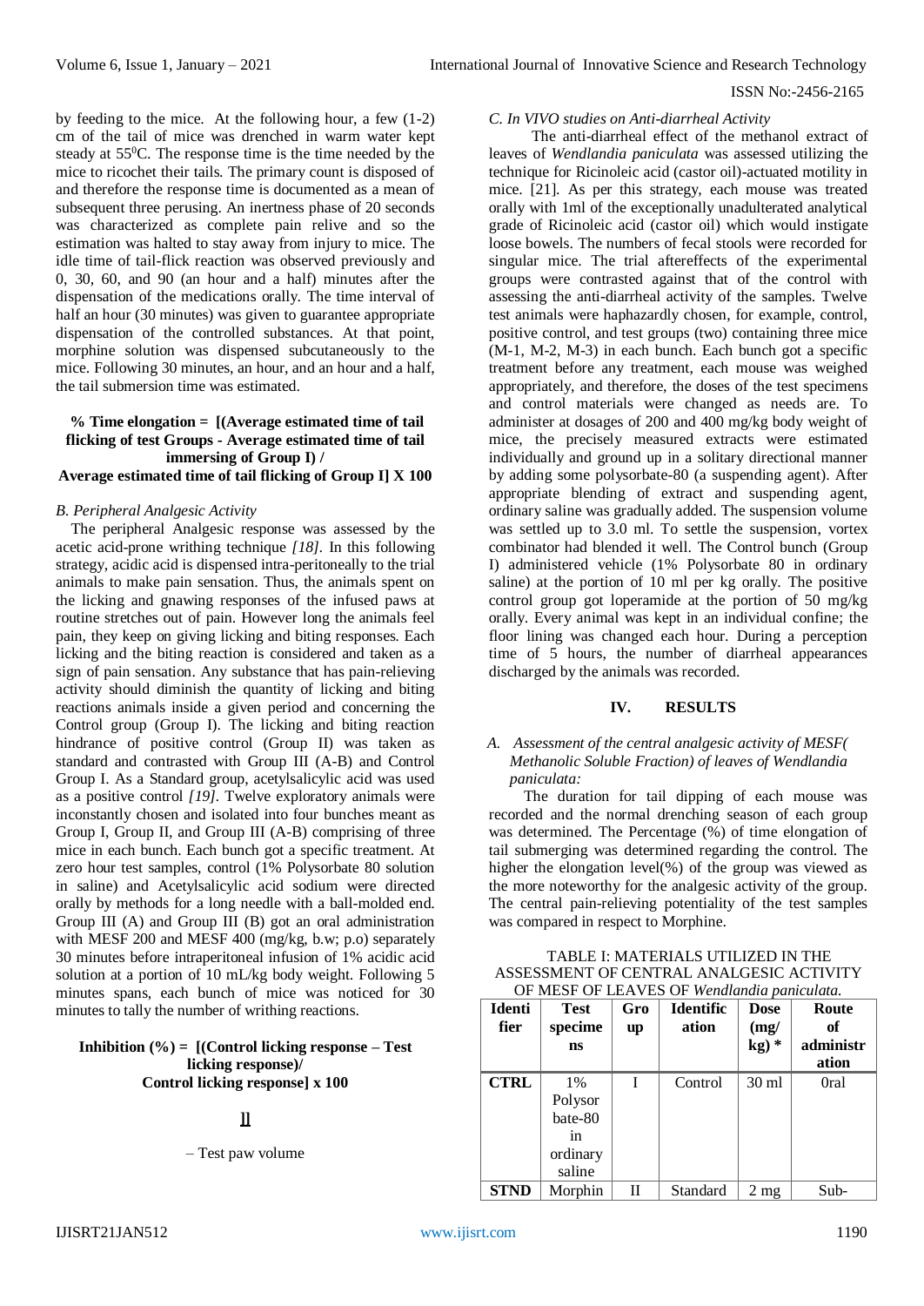by feeding to the mice. At the following hour, a few (1-2) cm of the tail of mice was drenched in warm water kept steady at $55^0$C. The response time is the time needed by the mice to ricochet their tails. The primary count is disposed of and therefore the response time is documented as a mean of subsequent three perusing. An inertness phase of 20 seconds was characterized as complete pain relive and so the estimation was halted to stay away from injury to mice. The idle time of tail-flick reaction was observed previously and 0, 30, 60, and 90 (an hour and a half) minutes after the dispensation of the medications orally. The time interval of half an hour (30 minutes) was given to guarantee appropriate dispensation of the controlled substances. At that point, morphine solution was dispensed subcutaneously to the mice. Following 30 minutes, an hour, and an hour and a half, the tail submersion time was estimated.

**% Time elongation = [(Average estimated time of tail flicking of test Groups - Average estimated time of tail immersing of Group I) / Average estimated time of tail flicking of Group I] X 100**

### *B. Peripheral Analgesic Activity*

The peripheral Analgesic response was assessed by the acetic acid-prone writhing technique *[18]*. In this following strategy, acidic acid is dispensed intra-peritoneally to the trial animals to make pain sensation. Thus, the animals spent on the licking and gnawing responses of the infused paws at routine stretches out of pain. However long the animals feel pain, they keep on giving licking and biting responses. Each licking and the biting reaction is considered and taken as a sign of pain sensation. Any substance that has pain-relieving activity should diminish the quantity of licking and biting reactions animals inside a given period and concerning the Control group (Group I). The licking and biting reaction hindrance of positive control (Group II) was taken as standard and contrasted with Group III (A-B) and Control Group I. As a Standard group, acetylsalicylic acid was used as a positive control *[19]*. Twelve exploratory animals were inconstantly chosen and isolated into four bunches meant as Group I, Group II, and Group III (A-B) comprising of three mice in each bunch. Each bunch got a specific treatment. At zero hour test samples, control (1% Polysorbate 80 solution in saline) and Acetylsalicylic acid sodium were directed orally by methods for a long needle with a ball-molded end. Group III (A) and Group III (B) got an oral administration with MESF 200 and MESF 400 (mg/kg, b.w; p.o) separately 30 minutes before intraperitoneal infusion of 1% acidic acid solution at a portion of 10 mL/kg body weight. Following 5 minutes spans, each bunch of mice was noticed for 30 minutes to tally the number of writhing reactions.

**Inhibition (%) = [(Control licking response – Test licking response)/ Control licking response] x 100**

**]]**

– Test paw volume

### *C. In VIVO studies on Anti-diarrheal Activity*

The anti-diarrheal effect of the methanol extract of leaves of *Wendlandia paniculata* was assessed utilizing the technique for Ricinoleic acid (castor oil)-actuated motility in mice. [21]. As per this strategy, each mouse was treated orally with 1ml of the exceptionally unadulterated analytical grade of Ricinoleic acid (castor oil) which would instigate loose bowels. The numbers of fecal stools were recorded for singular mice. The trial aftereffects of the experimental groups were contrasted against that of the control with assessing the anti-diarrheal activity of the samples. Twelve test animals were haphazardly chosen, for example, control, positive control, and test groups (two) containing three mice (M-1, M-2, M-3) in each bunch. Each bunch got a specific treatment before any treatment, each mouse was weighed appropriately, and therefore, the doses of the test specimens and control materials were changed as needs are. To administer at dosages of 200 and 400 mg/kg body weight of mice, the precisely measured extracts were estimated individually and ground up in a solitary directional manner by adding some polysorbate-80 (a suspending agent). After appropriate blending of extract and suspending agent, ordinary saline was gradually added. The suspension volume was settled up to 3.0 ml. To settle the suspension, vortex combinator had blended it well. The Control bunch (Group I) administered vehicle (1% Polysorbate 80 in ordinary saline) at the portion of 10 ml per kg orally. The positive control group got loperamide at the portion of 50 mg/kg orally. Every animal was kept in an individual confine; the floor lining was changed each hour. During a perception time of 5 hours, the number of diarrheal appearances discharged by the animals was recorded.

## IV. RESULTS

### *A. Assessment of the central analgesic activity of MESF( Methanolic Soluble Fraction) of leaves of Wendlandia paniculata:*

The duration for tail dipping of each mouse was recorded and the normal drenching season of each group was determined. The Percentage (%) of time elongation of tail submerging was determined regarding the control. The higher the elongation level(%) of the group was viewed as the more noteworthy for the analgesic activity of the group. The central pain-relieving potentiality of the test samples was compared in respect to Morphine.

TABLE I: MATERIALS UTILIZED IN THE ASSESSMENT OF CENTRAL ANALGESIC ACTIVITY OF MESF OF LEAVES OF *Wendlandia paniculata*.

| Identifier | Test specimens | Group | Identification | Dose (mg/ kg) * | Route of administration |
|---|---|---|---|---|---|
| CTRL | 1% Polysorbate-80 in ordinary saline | I | Control | 30 ml | 0ral |
| STND | Morphin | II | Standard | 2 mg | Sub- |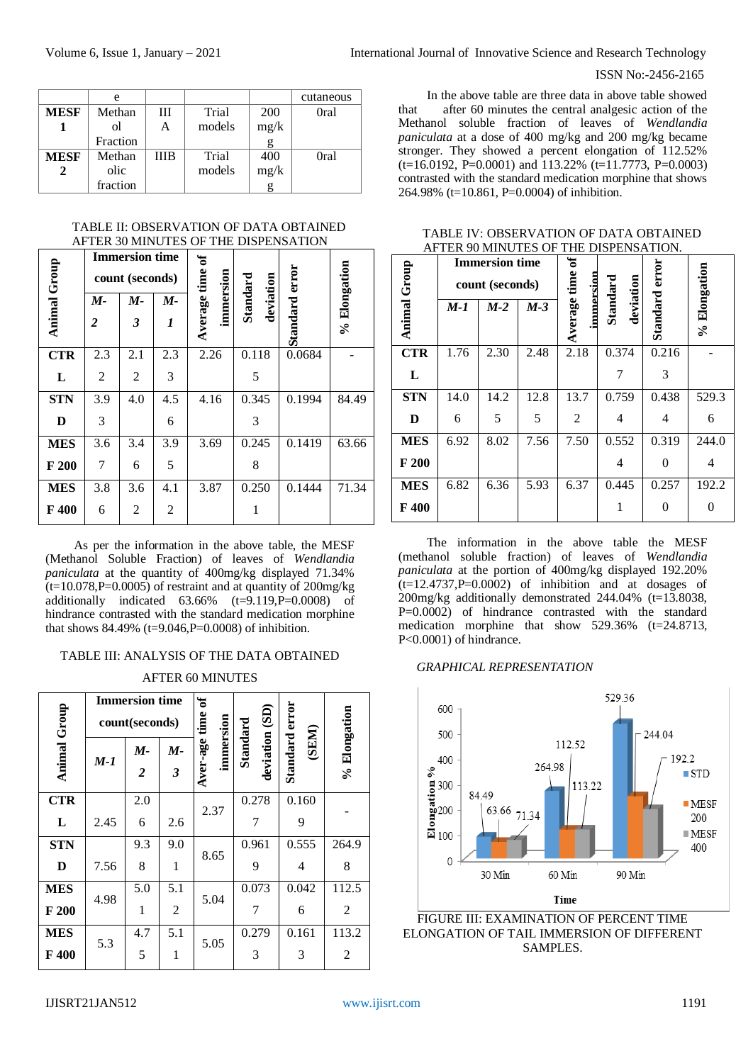|  | e |  |  |  | cutaneous |
|---|---|---|---|---|---|
| **MESF 1** | Methanol Fraction | III A | Trial models | 200 mg/kg | 0ral |
| **MESF 2** | Methanolic fraction | IIIB | Trial models | 400 mg/kg | 0ral |

TABLE II: OBSERVATION OF DATA OBTAINED AFTER 30 MINUTES OF THE DISPENSATION

| Animal Group | Immersion time count (seconds) | | | Average time of immersion | Standard deviation | Standard error | % Elongation |
|---|---|---|---|---|---|---|---|
| | *M-2* | *M-3* | *M-1* | | | | |
| **CTRL** | 2.32 | 2.12 | 2.33 | 2.26 | 0.1185 | 0.0684 | - |
| **STND** | 3.93 | 4.0 | 4.56 | 4.16 | 0.3453 | 0.1994 | 84.49 |
| **MESF 200** | 3.67 | 3.46 | 3.95 | 3.69 | 0.2458 | 0.1419 | 63.66 |
| **MESF 400** | 3.86 | 3.62 | 4.12 | 3.87 | 0.2501 | 0.1444 | 71.34 |

As per the information in the above table, the MESF (Methanol Soluble Fraction) of leaves of *Wendlandia paniculata* at the quantity of 400mg/kg displayed 71.34% (t=10.078,P=0.0005) of restraint and at quantity of 200mg/kg additionally indicated 63.66% (t=9.119,P=0.0008) of hindrance contrasted with the standard medication morphine that shows 84.49% (t=9.046,P=0.0008) of inhibition.

TABLE III: ANALYSIS OF THE DATA OBTAINED AFTER 60 MINUTES

| Animal Group | Immersion time count(seconds) | | | Aver-age time of immersion | Standard deviation (SD) | Standard error (SEM) | % Elongation |
|---|---|---|---|---|---|---|---|
| | *M-1* | *M-2* | *M-3* | | | | |
| **CTRL** | 2.45 | 2.06 | 2.6 | 2.37 | 0.2787 | 0.1609 | - |
| **STND** | 7.56 | 9.38 | 9.01 | 8.65 | 0.9619 | 0.5554 | 264.98 |
| **MESF 200** | 4.98 | 5.01 | 5.12 | 5.04 | 0.0737 | 0.0426 | 112.52 |
| **MESF 400** | 5.3 | 4.75 | 5.11 | 5.05 | 0.2793 | 0.1613 | 113.22 |

In the above table are three data in above table showed that after 60 minutes the central analgesic action of the Methanol soluble fraction of leaves of *Wendlandia paniculata* at a dose of 400 mg/kg and 200 mg/kg became stronger. They showed a percent elongation of 112.52% (t=16.0192, P=0.0001) and 113.22% (t=11.7773, P=0.0003) contrasted with the standard medication morphine that shows 264.98% (t=10.861, P=0.0004) of inhibition.

TABLE IV: OBSERVATION OF DATA OBTAINED AFTER 90 MINUTES OF THE DISPENSATION.

| Animal Group | Immersion time count (seconds) | | | Average time of immersion | Standard deviation | Standard error | % Elongation |
|---|---|---|---|---|---|---|---|
| | *M-1* | *M-2* | *M-3* | | | | |
| **CTRL** | 1.76 | 2.30 | 2.48 | 2.18 | 0.3747 | 0.2163 | - |
| **STND** | 14.06 | 14.25 | 12.85 | 13.72 | 0.7594 | 0.4384 | 529.36 |
| **MESF 200** | 6.92 | 8.02 | 7.56 | 7.50 | 0.5524 | 0.3190 | 244.04 |
| **MESF 400** | 6.82 | 6.36 | 5.93 | 6.37 | 0.4451 | 0.2570 | 192.20 |

The information in the above table the MESF (methanol soluble fraction) of leaves of *Wendlandia paniculata* at the portion of 400mg/kg displayed 192.20% (t=12.4737,P=0.0002) of inhibition and at dosages of 200mg/kg additionally demonstrated 244.04% (t=13.8038, P=0.0002) of hindrance contrasted with the standard medication morphine that show 529.36% (t=24.8713, P<0.0001) of hindrance.

*GRAPHICAL REPRESENTATION*

FIGURE III: EXAMINATION OF PERCENT TIME ELONGATION OF TAIL IMMERSION OF DIFFERENT SAMPLES.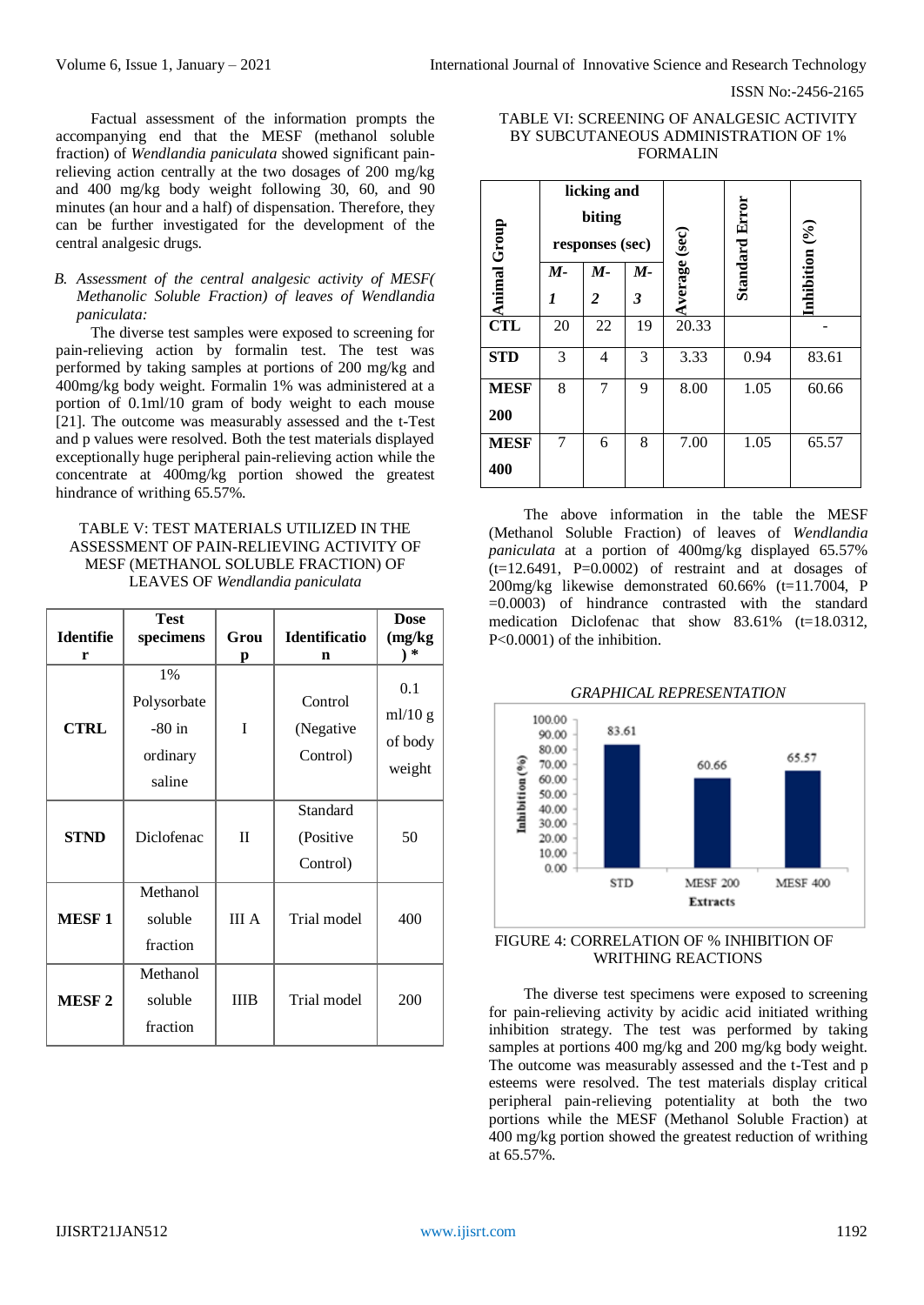Factual assessment of the information prompts the accompanying end that the MESF (methanol soluble fraction) of *Wendlandia paniculata* showed significant pain-relieving action centrally at the two dosages of 200 mg/kg and 400 mg/kg body weight following 30, 60, and 90 minutes (an hour and a half) of dispensation. Therefore, they can be further investigated for the development of the central analgesic drugs.

*B. Assessment of the central analgesic activity of MESF( Methanolic Soluble Fraction) of leaves of Wendlandia paniculata:*

The diverse test samples were exposed to screening for pain-relieving action by formalin test. The test was performed by taking samples at portions of 200 mg/kg and 400mg/kg body weight. Formalin 1% was administered at a portion of 0.1ml/10 gram of body weight to each mouse [21]. The outcome was measurably assessed and the t-Test and p values were resolved. Both the test materials displayed exceptionally huge peripheral pain-relieving action while the concentrate at 400mg/kg portion showed the greatest hindrance of writhing 65.57%.

TABLE V: TEST MATERIALS UTILIZED IN THE ASSESSMENT OF PAIN-RELIEVING ACTIVITY OF MESF (METHANOL SOLUBLE FRACTION) OF LEAVES OF *Wendlandia paniculata*

| Identifier | Test specimens | Group | Identification | Dose (mg/kg) * |
|---|---|---|---|---|
| **CTRL** | 1% Polysorbate -80 in ordinary saline | I | Control (Negative Control) | 0.1 ml/10 g of body weight |
| **STND** | Diclofenac | II | Standard (Positive Control) | 50 |
| **MESF 1** | Methanol soluble fraction | III A | Trial model | 400 |
| **MESF 2** | Methanol soluble fraction | IIIB | Trial model | 200 |

TABLE VI: SCREENING OF ANALGESIC ACTIVITY BY SUBCUTANEOUS ADMINISTRATION OF 1% FORMALIN

| Animal Group | licking and biting responses (sec) | | | Average (sec) | Standard Error | Inhibition (%) |
|---|---|---|---|---|---|---|
| | *M-1* | *M-2* | *M-3* | | | |
| **CTL** | 20 | 22 | 19 | 20.33 | | - |
| **STD** | 3 | 4 | 3 | 3.33 | 0.94 | 83.61 |
| **MESF 200** | 8 | 7 | 9 | 8.00 | 1.05 | 60.66 |
| **MESF 400** | 7 | 6 | 8 | 7.00 | 1.05 | 65.57 |

The above information in the table the MESF (Methanol Soluble Fraction) of leaves of *Wendlandia paniculata* at a portion of 400mg/kg displayed 65.57% (t=12.6491, P=0.0002) of restraint and at dosages of 200mg/kg likewise demonstrated 60.66% (t=11.7004, P =0.0003) of hindrance contrasted with the standard medication Diclofenac that show 83.61% (t=18.0312, P<0.0001) of the inhibition.

*GRAPHICAL REPRESENTATION*

| Extracts | Inhibition (%) |
|---|---|
| STD | 83.61 |
| MESF 200 | 60.66 |
| MESF 400 | 65.57 |

FIGURE 4: CORRELATION OF % INHIBITION OF WRITHING REACTIONS

The diverse test specimens were exposed to screening for pain-relieving activity by acidic acid initiated writhing inhibition strategy. The test was performed by taking samples at portions 400 mg/kg and 200 mg/kg body weight. The outcome was measurably assessed and the t-Test and p esteems were resolved. The test materials display critical peripheral pain-relieving potentiality at both the two portions while the MESF (Methanol Soluble Fraction) at 400 mg/kg portion showed the greatest reduction of writhing at 65.57%.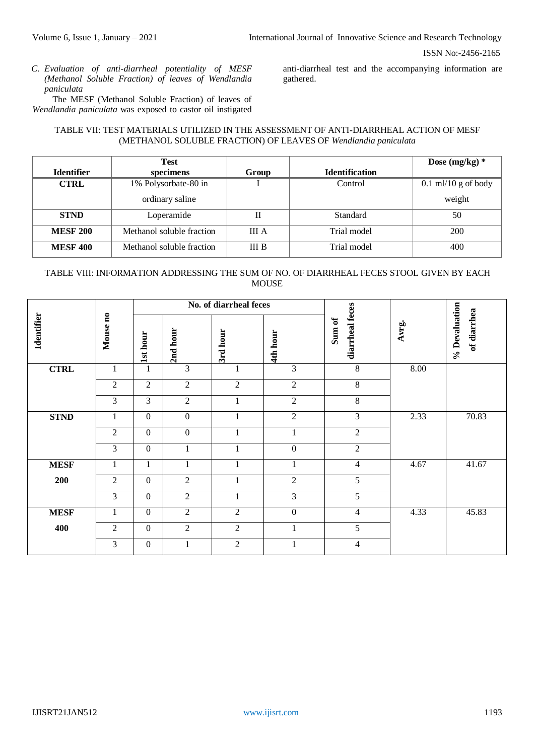*C. Evaluation of anti-diarrheal potentiality of MESF (Methanol Soluble Fraction) of leaves of Wendlandia paniculata*

The MESF (Methanol Soluble Fraction) of leaves of *Wendlandia paniculata* was exposed to castor oil instigated anti-diarrheal test and the accompanying information are gathered.

TABLE VII: TEST MATERIALS UTILIZED IN THE ASSESSMENT OF ANTI-DIARRHEAL ACTION OF MESF (METHANOL SOLUBLE FRACTION) OF LEAVES OF *Wendlandia paniculata*

| Identifier | Test specimens | Group | Identification | Dose (mg/kg) * |
|---|---|---|---|---|
| **CTRL** | 1% Polysorbate-80 in ordinary saline | I | Control | 0.1 ml/10 g of body weight |
| **STND** | Loperamide | II | Standard | 50 |
| **MESF 200** | Methanol soluble fraction | III A | Trial model | 200 |
| **MESF 400** | Methanol soluble fraction | III B | Trial model | 400 |

TABLE VIII: INFORMATION ADDRESSING THE SUM OF NO. OF DIARRHEAL FECES STOOL GIVEN BY EACH MOUSE

| Identifier | Mouse no | No. of diarrheal feces | | | | Sum of diarrheal feces | Avrg. | % Devaluation of diarrhea |
|---|---|---|---|---|---|---|---|---|
| | | 1st hour | 2nd hour | 3rd hour | 4th hour | | | |
| **CTRL** | 1 | 1 | 3 | 1 | 3 | 8 | 8.00 | |
| | 2 | 2 | 2 | 2 | 2 | 8 | | |
| | 3 | 3 | 2 | 1 | 2 | 8 | | |
| **STND** | 1 | 0 | 0 | 1 | 2 | 3 | 2.33 | 70.83 |
| | 2 | 0 | 0 | 1 | 1 | 2 | | |
| | 3 | 0 | 1 | 1 | 0 | 2 | | |
| **MESF 200** | 1 | 1 | 1 | 1 | 1 | 4 | 4.67 | 41.67 |
| | 2 | 0 | 2 | 1 | 2 | 5 | | |
| | 3 | 0 | 2 | 1 | 3 | 5 | | |
| **MESF 400** | 1 | 0 | 2 | 2 | 0 | 4 | 4.33 | 45.83 |
| | 2 | 0 | 2 | 2 | 1 | 5 | | |
| | 3 | 0 | 1 | 2 | 1 | 4 | | |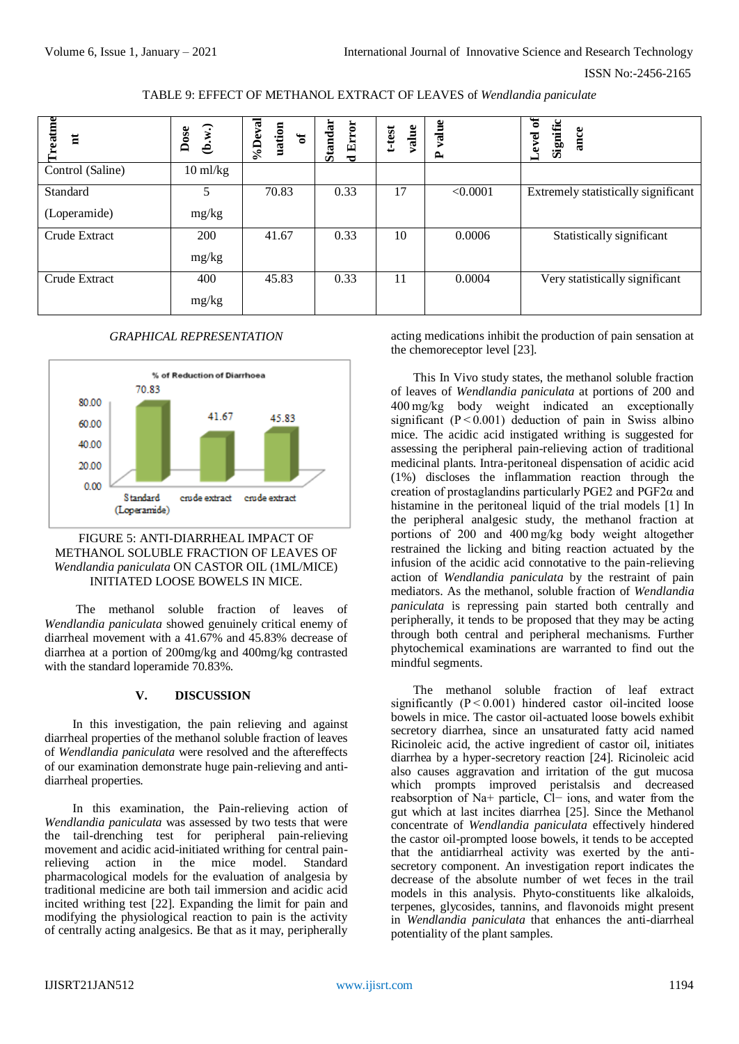TABLE 9: EFFECT OF METHANOL EXTRACT OF LEAVES of *Wendlandia paniculate*

| Treatment | Dose (b.w.) | %Devaluation of | Standard Error | t-test value | P value | Level of Significance |
|---|---|---|---|---|---|---|
| Control (Saline) | 10 ml/kg | | | | | |
| Standard (Loperamide) | 5 mg/kg | 70.83 | 0.33 | 17 | <0.0001 | Extremely statistically significant |
| Crude Extract | 200 mg/kg | 41.67 | 0.33 | 10 | 0.0006 | Statistically significant |
| Crude Extract | 400 mg/kg | 45.83 | 0.33 | 11 | 0.0004 | Very statistically significant |

*GRAPHICAL REPRESENTATION*

% of Reduction of Diarrhoea

| | Standard (Loperamide) | crude extract | crude extract |
|---|---|---|---|
| % of Reduction of Diarrhoea | 70.83 | 41.67 | 45.83 |

FIGURE 5: ANTI-DIARRHEAL IMPACT OF METHANOL SOLUBLE FRACTION OF LEAVES OF *Wendlandia paniculata* ON CASTOR OIL (1ML/MICE) INITIATED LOOSE BOWELS IN MICE.

The methanol soluble fraction of leaves of *Wendlandia paniculata* showed genuinely critical enemy of diarrheal movement with a 41.67% and 45.83% decrease of diarrhea at a portion of 200mg/kg and 400mg/kg contrasted with the standard loperamide 70.83%.

## V. DISCUSSION

In this investigation, the pain relieving and against diarrheal properties of the methanol soluble fraction of leaves of *Wendlandia paniculata* were resolved and the aftereffects of our examination demonstrate huge pain-relieving and anti-diarrheal properties.

In this examination, the Pain-relieving action of *Wendlandia paniculata* was assessed by two tests that were the tail-drenching test for peripheral pain-relieving movement and acidic acid-initiated writhing for central pain-relieving action in the mice model. Standard pharmacological models for the evaluation of analgesia by traditional medicine are both tail immersion and acidic acid incited writhing test [22]. Expanding the limit for pain and modifying the physiological reaction to pain is the activity of centrally acting analgesics. Be that as it may, peripherally acting medications inhibit the production of pain sensation at the chemoreceptor level [23].

This In Vivo study states, the methanol soluble fraction of leaves of *Wendlandia paniculata* at portions of 200 and 400 mg/kg body weight indicated an exceptionally significant ($P < 0.001$) deduction of pain in Swiss albino mice. The acidic acid instigated writhing is suggested for assessing the peripheral pain-relieving action of traditional medicinal plants. Intra-peritoneal dispensation of acidic acid (1%) discloses the inflammation reaction through the creation of prostaglandins particularly PGE2 and PGF2α and histamine in the peritoneal liquid of the trial models [1] In the peripheral analgesic study, the methanol fraction at portions of 200 and 400 mg/kg body weight altogether restrained the licking and biting reaction actuated by the infusion of the acidic acid connotative to the pain-relieving action of *Wendlandia paniculata* by the restraint of pain mediators. As the methanol, soluble fraction of *Wendlandia paniculata* is repressing pain started both centrally and peripherally, it tends to be proposed that they may be acting through both central and peripheral mechanisms. Further phytochemical examinations are warranted to find out the mindful segments.

The methanol soluble fraction of leaf extract significantly ($P < 0.001$) hindered castor oil-incited loose bowels in mice. The castor oil-actuated loose bowels exhibit secretory diarrhea, since an unsaturated fatty acid named Ricinoleic acid, the active ingredient of castor oil, initiates diarrhea by a hyper-secretory reaction [24]. Ricinoleic acid also causes aggravation and irritation of the gut mucosa which prompts improved peristalsis and decreased reabsorption of Na+ particle, Cl− ions, and water from the gut which at last incites diarrhea [25]. Since the Methanol concentrate of *Wendlandia paniculata* effectively hindered the castor oil-prompted loose bowels, it tends to be accepted that the antidiarrheal activity was exerted by the anti-secretory component. An investigation report indicates the decrease of the absolute number of wet feces in the trail models in this analysis. Phyto-constituents like alkaloids, terpenes, glycosides, tannins, and flavonoids might present in *Wendlandia paniculata* that enhances the anti-diarrheal potentiality of the plant samples.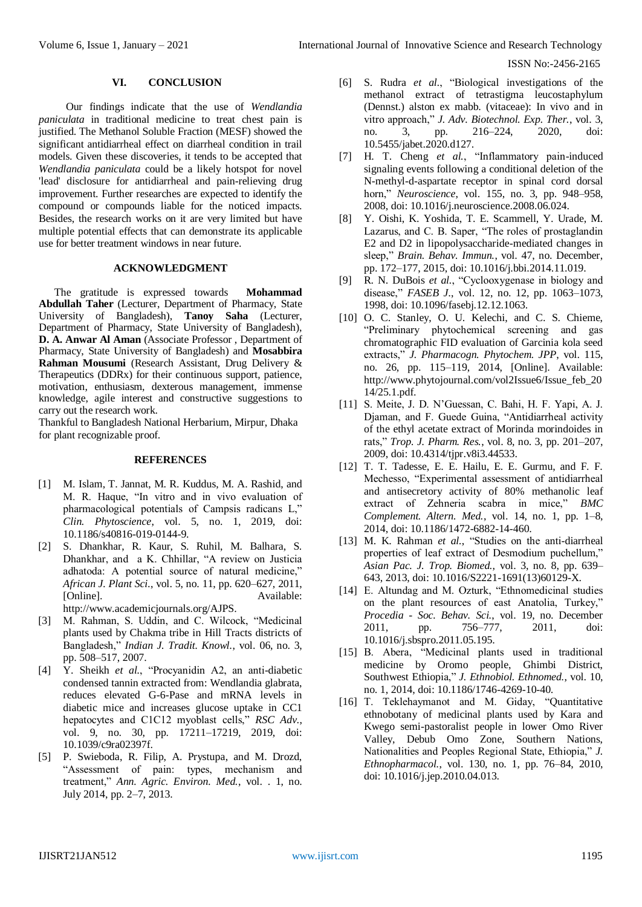## VI. CONCLUSION

Our findings indicate that the use of *Wendlandia paniculata* in traditional medicine to treat chest pain is justified. The Methanol Soluble Fraction (MESF) showed the significant antidiarrheal effect on diarrheal condition in trail models. Given these discoveries, it tends to be accepted that *Wendlandia paniculata* could be a likely hotspot for novel 'lead' disclosure for antidiarrheal and pain-relieving drug improvement. Further researches are expected to identify the compound or compounds liable for the noticed impacts. Besides, the research works on it are very limited but have multiple potential effects that can demonstrate its applicable use for better treatment windows in near future.

## ACKNOWLEDGMENT

The gratitude is expressed towards **Mohammad Abdullah Taher** (Lecturer, Department of Pharmacy, State University of Bangladesh), **Tanoy Saha** (Lecturer, Department of Pharmacy, State University of Bangladesh), **D. A. Anwar Al Aman** (Associate Professor , Department of Pharmacy, State University of Bangladesh) and **Mosabbira Rahman Mousumi** (Research Assistant, Drug Delivery & Therapeutics (DDRx) for their continuous support, patience, motivation, enthusiasm, dexterous management, immense knowledge, agile interest and constructive suggestions to carry out the research work.

Thankful to Bangladesh National Herbarium, Mirpur, Dhaka for plant recognizable proof.

## REFERENCES

- [1] M. Islam, T. Jannat, M. R. Kuddus, M. A. Rashid, and M. R. Haque, "In vitro and in vivo evaluation of pharmacological potentials of Campsis radicans L," *Clin. Phytoscience*, vol. 5, no. 1, 2019, doi: 10.1186/s40816-019-0144-9.
- [2] S. Dhankhar, R. Kaur, S. Ruhil, M. Balhara, S. Dhankhar, and a K. Chhillar, "A review on Justicia adhatoda: A potential source of natural medicine," *African J. Plant Sci.*, vol. 5, no. 11, pp. 620–627, 2011, [Online]. Available: http://www.academicjournals.org/AJPS.
- [3] M. Rahman, S. Uddin, and C. Wilcock, "Medicinal plants used by Chakma tribe in Hill Tracts districts of Bangladesh," *Indian J. Tradit. Knowl.*, vol. 06, no. 3, pp. 508–517, 2007.
- [4] Y. Sheikh *et al.*, "Procyanidin A2, an anti-diabetic condensed tannin extracted from: Wendlandia glabrata, reduces elevated G-6-Pase and mRNA levels in diabetic mice and increases glucose uptake in CC1 hepatocytes and C1C12 myoblast cells," *RSC Adv.*, vol. 9, no. 30, pp. 17211–17219, 2019, doi: 10.1039/c9ra02397f.
- [5] P. Swieboda, R. Filip, A. Prystupa, and M. Drozd, "Assessment of pain: types, mechanism and treatment," *Ann. Agric. Environ. Med.*, vol. . 1, no. July 2014, pp. 2–7, 2013.
- [6] S. Rudra *et al.*, "Biological investigations of the methanol extract of tetrastigma leucostaphylum (Dennst.) alston ex mabb. (vitaceae): In vivo and in vitro approach," *J. Adv. Biotechnol. Exp. Ther.*, vol. 3, no. 3, pp. 216–224, 2020, doi: 10.5455/jabet.2020.d127.
- [7] H. T. Cheng *et al.*, "Inflammatory pain-induced signaling events following a conditional deletion of the N-methyl-d-aspartate receptor in spinal cord dorsal horn," *Neuroscience*, vol. 155, no. 3, pp. 948–958, 2008, doi: 10.1016/j.neuroscience.2008.06.024.
- [8] Y. Oishi, K. Yoshida, T. E. Scammell, Y. Urade, M. Lazarus, and C. B. Saper, "The roles of prostaglandin E2 and D2 in lipopolysaccharide-mediated changes in sleep," *Brain. Behav. Immun.*, vol. 47, no. December, pp. 172–177, 2015, doi: 10.1016/j.bbi.2014.11.019.
- [9] R. N. DuBois *et al.*, "Cyclooxygenase in biology and disease," *FASEB J.*, vol. 12, no. 12, pp. 1063–1073, 1998, doi: 10.1096/fasebj.12.12.1063.
- [10] O. C. Stanley, O. U. Kelechi, and C. S. Chieme, "Preliminary phytochemical screening and gas chromatographic FID evaluation of Garcinia kola seed extracts," *J. Pharmacogn. Phytochem. JPP*, vol. 115, no. 26, pp. 115–119, 2014, [Online]. Available: http://www.phytojournal.com/vol2Issue6/Issue_feb_2014/25.1.pdf.
- [11] S. Meite, J. D. N'Guessan, C. Bahi, H. F. Yapi, A. J. Djaman, and F. Guede Guina, "Antidiarrheal activity of the ethyl acetate extract of Morinda morindoides in rats," *Trop. J. Pharm. Res.*, vol. 8, no. 3, pp. 201–207, 2009, doi: 10.4314/tjpr.v8i3.44533.
- [12] T. T. Tadesse, E. E. Hailu, E. E. Gurmu, and F. F. Mechesso, "Experimental assessment of antidiarrheal and antisecretory activity of 80% methanolic leaf extract of Zehneria scabra in mice," *BMC Complement. Altern. Med.*, vol. 14, no. 1, pp. 1–8, 2014, doi: 10.1186/1472-6882-14-460.
- [13] M. K. Rahman *et al.*, "Studies on the anti-diarrheal properties of leaf extract of Desmodium puchellum," *Asian Pac. J. Trop. Biomed.*, vol. 3, no. 8, pp. 639–643, 2013, doi: 10.1016/S2221-1691(13)60129-X.
- [14] E. Altundag and M. Ozturk, "Ethnomedicinal studies on the plant resources of east Anatolia, Turkey," *Procedia - Soc. Behav. Sci.*, vol. 19, no. December 2011, pp. 756–777, 2011, doi: 10.1016/j.sbspro.2011.05.195.
- [15] B. Abera, "Medicinal plants used in traditional medicine by Oromo people, Ghimbi District, Southwest Ethiopia," *J. Ethnobiol. Ethnomed.*, vol. 10, no. 1, 2014, doi: 10.1186/1746-4269-10-40.
- [16] T. Teklehaymanot and M. Giday, "Quantitative ethnobotany of medicinal plants used by Kara and Kwego semi-pastoralist people in lower Omo River Valley, Debub Omo Zone, Southern Nations, Nationalities and Peoples Regional State, Ethiopia," *J. Ethnopharmacol.*, vol. 130, no. 1, pp. 76–84, 2010, doi: 10.1016/j.jep.2010.04.013.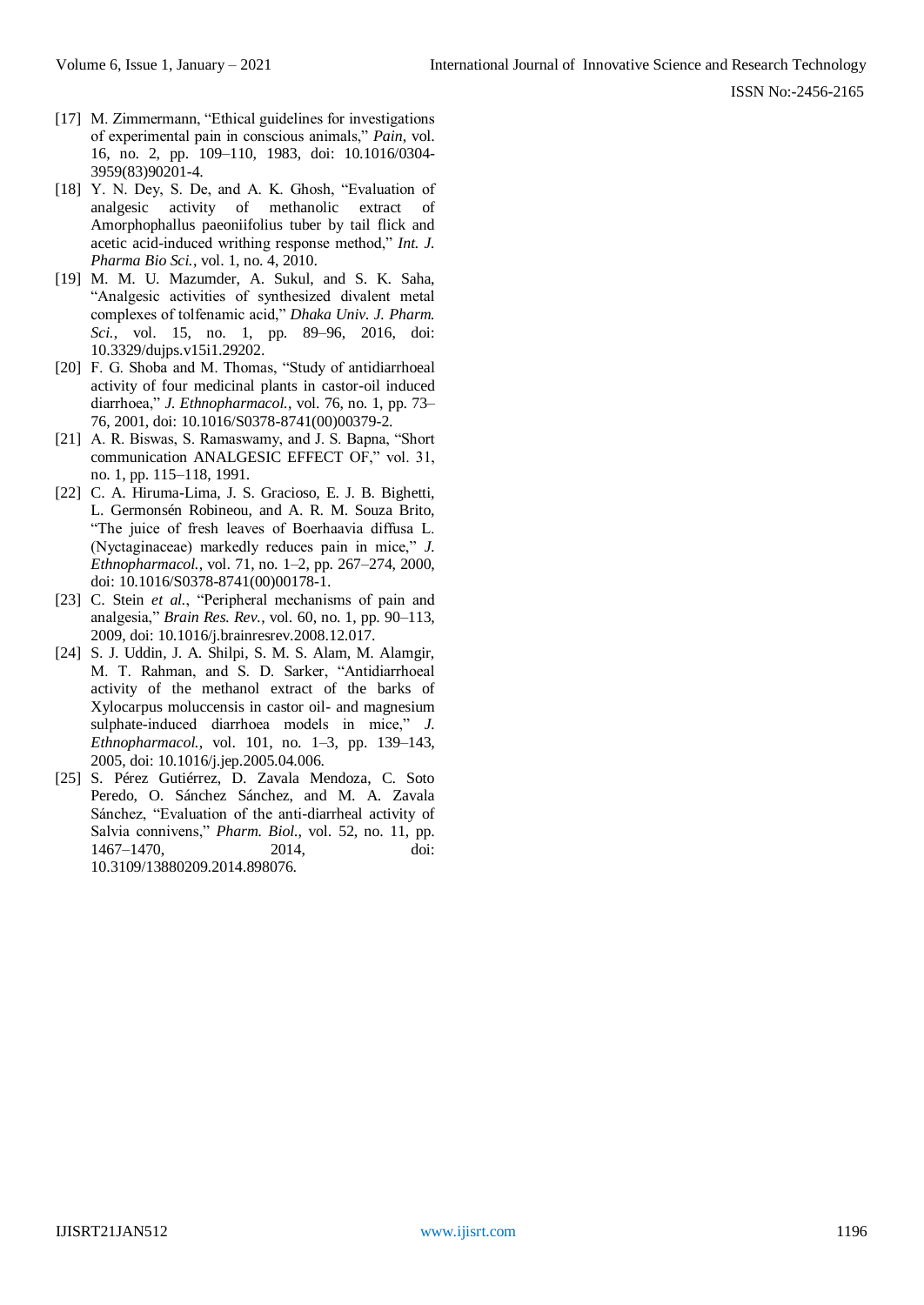[17] M. Zimmermann, "Ethical guidelines for investigations of experimental pain in conscious animals," *Pain*, vol. 16, no. 2, pp. 109–110, 1983, doi: 10.1016/0304-3959(83)90201-4.

[18] Y. N. Dey, S. De, and A. K. Ghosh, "Evaluation of analgesic activity of methanolic extract of Amorphophallus paeoniifolius tuber by tail flick and acetic acid-induced writhing response method," *Int. J. Pharma Bio Sci.*, vol. 1, no. 4, 2010.

[19] M. M. U. Mazumder, A. Sukul, and S. K. Saha, "Analgesic activities of synthesized divalent metal complexes of tolfenamic acid," *Dhaka Univ. J. Pharm. Sci.*, vol. 15, no. 1, pp. 89–96, 2016, doi: 10.3329/dujps.v15i1.29202.

[20] F. G. Shoba and M. Thomas, "Study of antidiarrhoeal activity of four medicinal plants in castor-oil induced diarrhoea," *J. Ethnopharmacol.*, vol. 76, no. 1, pp. 73–76, 2001, doi: 10.1016/S0378-8741(00)00379-2.

[21] A. R. Biswas, S. Ramaswamy, and J. S. Bapna, "Short communication ANALGESIC EFFECT OF," vol. 31, no. 1, pp. 115–118, 1991.

[22] C. A. Hiruma-Lima, J. S. Gracioso, E. J. B. Bighetti, L. Germonsén Robineou, and A. R. M. Souza Brito, "The juice of fresh leaves of Boerhaavia diffusa L. (Nyctaginaceae) markedly reduces pain in mice," *J. Ethnopharmacol.*, vol. 71, no. 1–2, pp. 267–274, 2000, doi: 10.1016/S0378-8741(00)00178-1.

[23] C. Stein *et al.*, "Peripheral mechanisms of pain and analgesia," *Brain Res. Rev.*, vol. 60, no. 1, pp. 90–113, 2009, doi: 10.1016/j.brainresrev.2008.12.017.

[24] S. J. Uddin, J. A. Shilpi, S. M. S. Alam, M. Alamgir, M. T. Rahman, and S. D. Sarker, "Antidiarrhoeal activity of the methanol extract of the barks of Xylocarpus moluccensis in castor oil- and magnesium sulphate-induced diarrhoea models in mice," *J. Ethnopharmacol.*, vol. 101, no. 1–3, pp. 139–143, 2005, doi: 10.1016/j.jep.2005.04.006.

[25] S. Pérez Gutiérrez, D. Zavala Mendoza, C. Soto Peredo, O. Sánchez Sánchez, and M. A. Zavala Sánchez, "Evaluation of the anti-diarrheal activity of Salvia connivens," *Pharm. Biol.*, vol. 52, no. 11, pp. 1467–1470, 2014, doi: 10.3109/13880209.2014.898076.